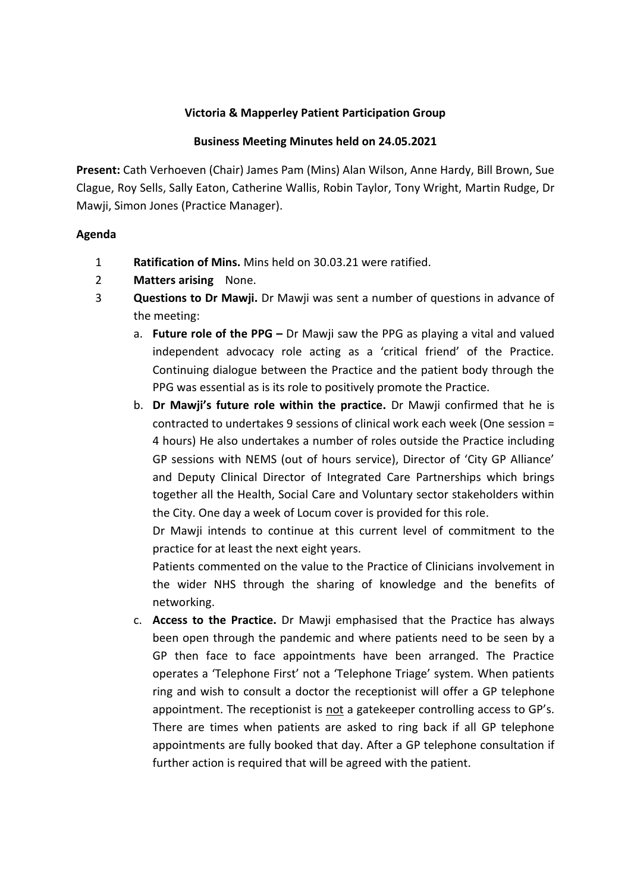**Victoria & Mapperley Patient Participation Group**

**Business Meeting Minutes held on 24.05.2021**

**Present:** Cath Verhoeven (Chair) James Pam (Mins) Alan Wilson, Anne Hardy, Bill Brown, Sue Clague, Roy Sells, Sally Eaton, Catherine Wallis, Robin Taylor, Tony Wright, Martin Rudge, Dr Mawji, Simon Jones (Practice Manager).

**Agenda**

1. **Ratification of Mins.** Mins held on 30.03.21 were ratified.
2. **Matters arising** None.
3. **Questions to Dr Mawji.** Dr Mawji was sent a number of questions in advance of the meeting:
   a. **Future role of the PPG –** Dr Mawji saw the PPG as playing a vital and valued independent advocacy role acting as a 'critical friend' of the Practice. Continuing dialogue between the Practice and the patient body through the PPG was essential as is its role to positively promote the Practice.
   b. **Dr Mawji's future role within the practice.** Dr Mawji confirmed that he is contracted to undertakes 9 sessions of clinical work each week (One session = 4 hours) He also undertakes a number of roles outside the Practice including GP sessions with NEMS (out of hours service), Director of 'City GP Alliance' and Deputy Clinical Director of Integrated Care Partnerships which brings together all the Health, Social Care and Voluntary sector stakeholders within the City. One day a week of Locum cover is provided for this role.

      Dr Mawji intends to continue at this current level of commitment to the practice for at least the next eight years.

      Patients commented on the value to the Practice of Clinicians involvement in the wider NHS through the sharing of knowledge and the benefits of networking.
   c. **Access to the Practice.** Dr Mawji emphasised that the Practice has always been open through the pandemic and where patients need to be seen by a GP then face to face appointments have been arranged. The Practice operates a 'Telephone First' not a 'Telephone Triage' system. When patients ring and wish to consult a doctor the receptionist will offer a GP telephone appointment. The receptionist is <u>not</u> a gatekeeper controlling access to GP's. There are times when patients are asked to ring back if all GP telephone appointments are fully booked that day. After a GP telephone consultation if further action is required that will be agreed with the patient.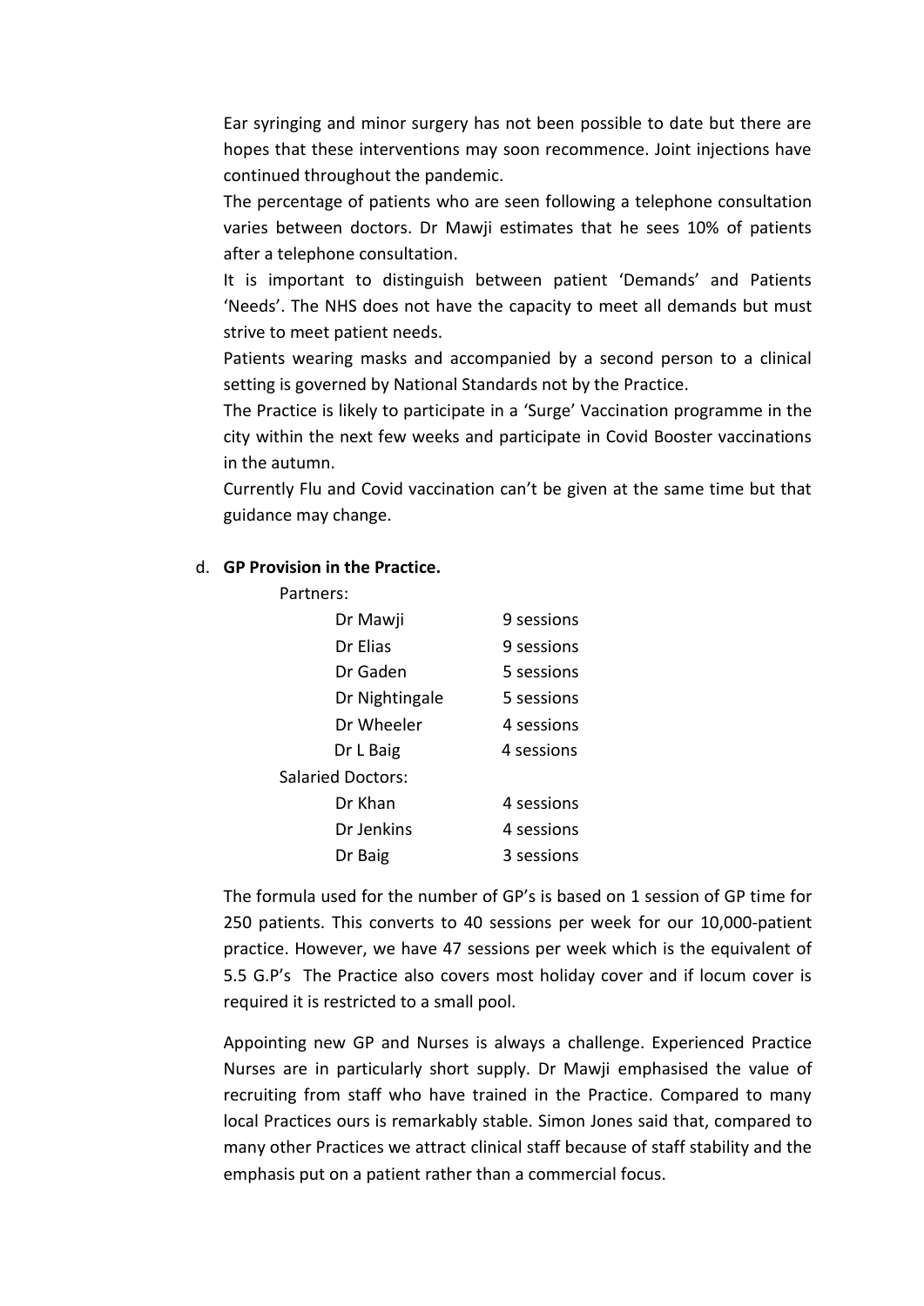Ear syringing and minor surgery has not been possible to date but there are hopes that these interventions may soon recommence. Joint injections have continued throughout the pandemic.

The percentage of patients who are seen following a telephone consultation varies between doctors. Dr Mawji estimates that he sees 10% of patients after a telephone consultation.

It is important to distinguish between patient 'Demands' and Patients 'Needs'. The NHS does not have the capacity to meet all demands but must strive to meet patient needs.

Patients wearing masks and accompanied by a second person to a clinical setting is governed by National Standards not by the Practice.

The Practice is likely to participate in a 'Surge' Vaccination programme in the city within the next few weeks and participate in Covid Booster vaccinations in the autumn.

Currently Flu and Covid vaccination can't be given at the same time but that guidance may change.

d. **GP Provision in the Practice.**

Partners:

| | |
|---|---|
| Dr Mawji | 9 sessions |
| Dr Elias | 9 sessions |
| Dr Gaden | 5 sessions |
| Dr Nightingale | 5 sessions |
| Dr Wheeler | 4 sessions |
| Dr L Baig | 4 sessions |

Salaried Doctors:

| | |
|---|---|
| Dr Khan | 4 sessions |
| Dr Jenkins | 4 sessions |
| Dr Baig | 3 sessions |

The formula used for the number of GP's is based on 1 session of GP time for 250 patients. This converts to 40 sessions per week for our 10,000-patient practice. However, we have 47 sessions per week which is the equivalent of 5.5 G.P's The Practice also covers most holiday cover and if locum cover is required it is restricted to a small pool.

Appointing new GP and Nurses is always a challenge. Experienced Practice Nurses are in particularly short supply. Dr Mawji emphasised the value of recruiting from staff who have trained in the Practice. Compared to many local Practices ours is remarkably stable. Simon Jones said that, compared to many other Practices we attract clinical staff because of staff stability and the emphasis put on a patient rather than a commercial focus.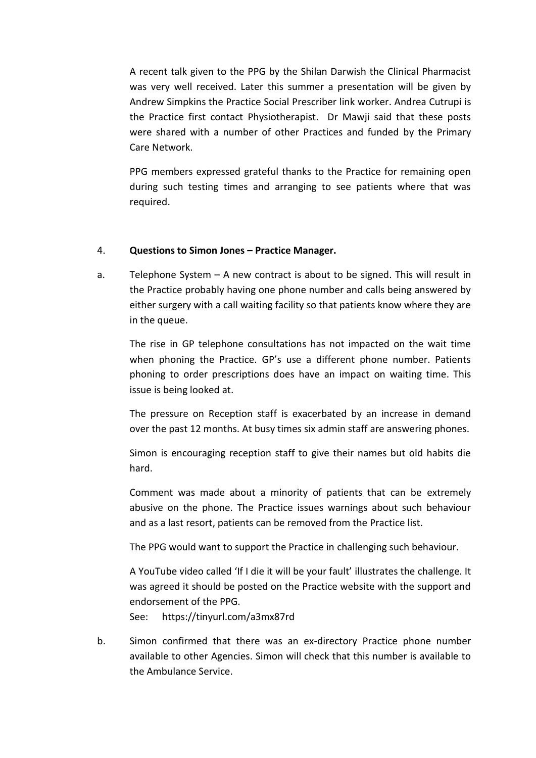A recent talk given to the PPG by the Shilan Darwish the Clinical Pharmacist was very well received. Later this summer a presentation will be given by Andrew Simpkins the Practice Social Prescriber link worker. Andrea Cutrupi is the Practice first contact Physiotherapist. Dr Mawji said that these posts were shared with a number of other Practices and funded by the Primary Care Network.

PPG members expressed grateful thanks to the Practice for remaining open during such testing times and arranging to see patients where that was required.

4. **Questions to Simon Jones – Practice Manager.**

a. Telephone System – A new contract is about to be signed. This will result in the Practice probably having one phone number and calls being answered by either surgery with a call waiting facility so that patients know where they are in the queue.

The rise in GP telephone consultations has not impacted on the wait time when phoning the Practice. GP's use a different phone number. Patients phoning to order prescriptions does have an impact on waiting time. This issue is being looked at.

The pressure on Reception staff is exacerbated by an increase in demand over the past 12 months. At busy times six admin staff are answering phones.

Simon is encouraging reception staff to give their names but old habits die hard.

Comment was made about a minority of patients that can be extremely abusive on the phone. The Practice issues warnings about such behaviour and as a last resort, patients can be removed from the Practice list.

The PPG would want to support the Practice in challenging such behaviour.

A YouTube video called 'If I die it will be your fault' illustrates the challenge. It was agreed it should be posted on the Practice website with the support and endorsement of the PPG.

See: https://tinyurl.com/a3mx87rd

b. Simon confirmed that there was an ex-directory Practice phone number available to other Agencies. Simon will check that this number is available to the Ambulance Service.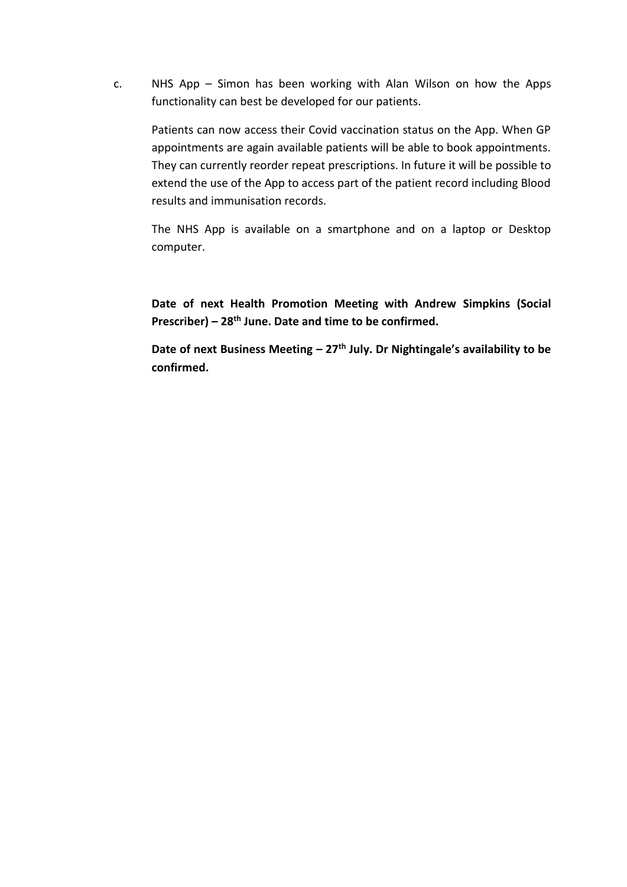c. NHS App – Simon has been working with Alan Wilson on how the Apps functionality can best be developed for our patients.

Patients can now access their Covid vaccination status on the App. When GP appointments are again available patients will be able to book appointments. They can currently reorder repeat prescriptions. In future it will be possible to extend the use of the App to access part of the patient record including Blood results and immunisation records.

The NHS App is available on a smartphone and on a laptop or Desktop computer.

**Date of next Health Promotion Meeting with Andrew Simpkins (Social Prescriber) – 28th June. Date and time to be confirmed.**

**Date of next Business Meeting – 27th July. Dr Nightingale's availability to be confirmed.**